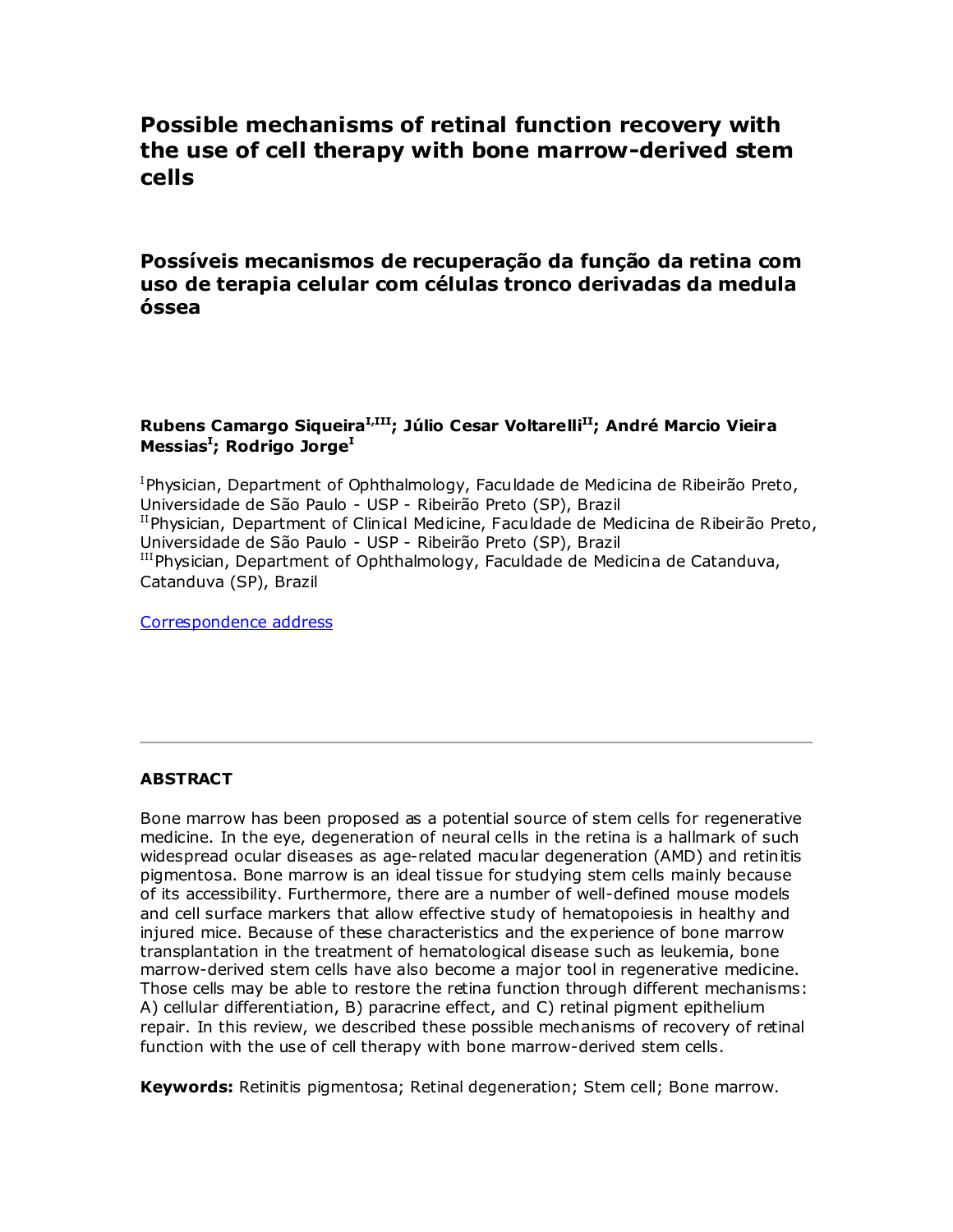# Possible mechanisms of retinal function recovery with the use of cell therapy with bone marrow-derived stem cells

## Possíveis mecanismos de recuperação da função da retina com uso de terapia celular com células tronco derivadas da medula óssea

**Rubens Camargo Siqueira[I,III]; Júlio Cesar Voltarelli[II]; André Marcio Vieira Messias[I]; Rodrigo Jorge[I]**

[I]Physician, Department of Ophthalmology, Faculdade de Medicina de Ribeirão Preto, Universidade de São Paulo - USP - Ribeirão Preto (SP), Brazil
[II]Physician, Department of Clinical Medicine, Faculdade de Medicina de Ribeirão Preto, Universidade de São Paulo - USP - Ribeirão Preto (SP), Brazil
[III]Physician, Department of Ophthalmology, Faculdade de Medicina de Catanduva, Catanduva (SP), Brazil

Correspondence address

---

### ABSTRACT

Bone marrow has been proposed as a potential source of stem cells for regenerative medicine. In the eye, degeneration of neural cells in the retina is a hallmark of such widespread ocular diseases as age-related macular degeneration (AMD) and retinitis pigmentosa. Bone marrow is an ideal tissue for studying stem cells mainly because of its accessibility. Furthermore, there are a number of well-defined mouse models and cell surface markers that allow effective study of hematopoiesis in healthy and injured mice. Because of these characteristics and the experience of bone marrow transplantation in the treatment of hematological disease such as leukemia, bone marrow-derived stem cells have also become a major tool in regenerative medicine. Those cells may be able to restore the retina function through different mechanisms: A) cellular differentiation, B) paracrine effect, and C) retinal pigment epithelium repair. In this review, we described these possible mechanisms of recovery of retinal function with the use of cell therapy with bone marrow-derived stem cells.

**Keywords:** Retinitis pigmentosa; Retinal degeneration; Stem cell; Bone marrow.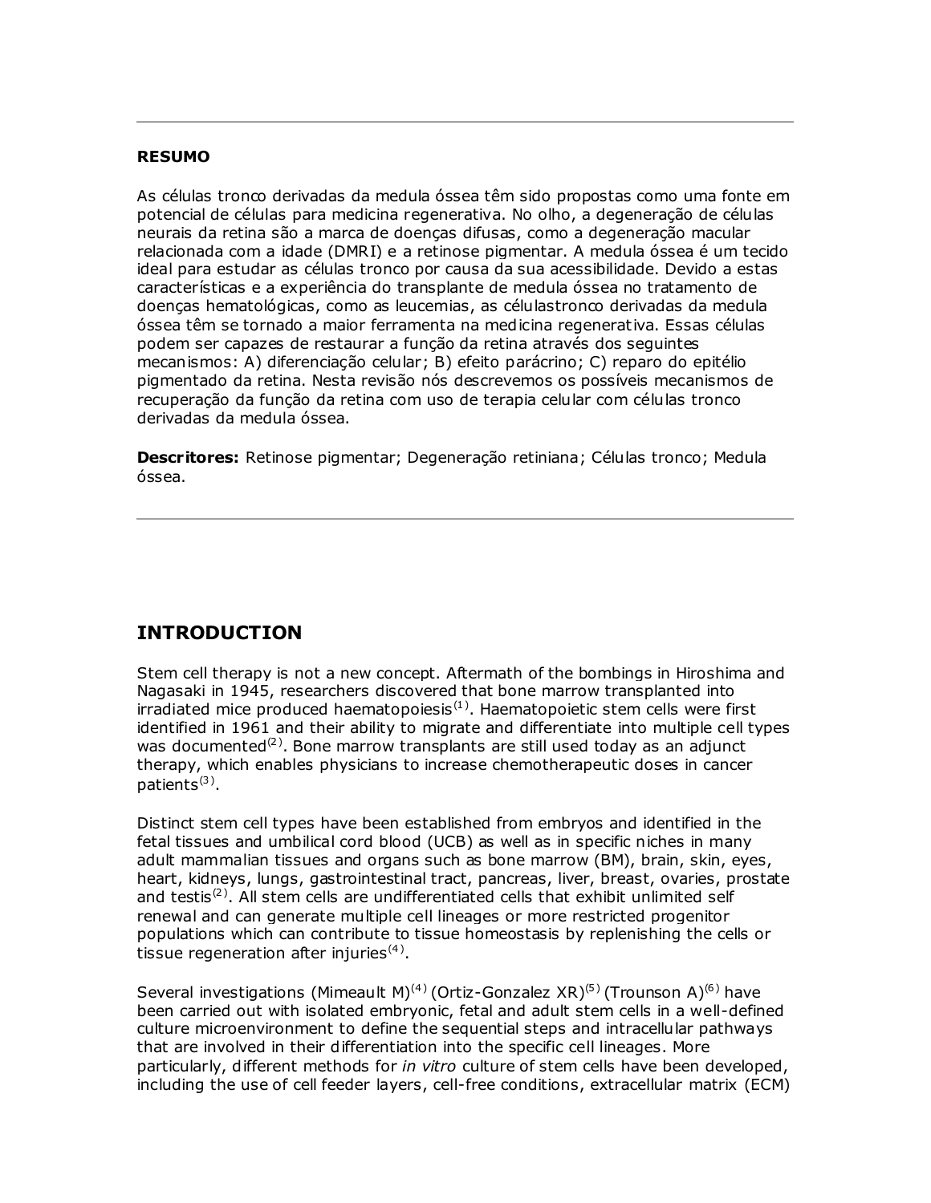**RESUMO**

As células tronco derivadas da medula óssea têm sido propostas como uma fonte em potencial de células para medicina regenerativa. No olho, a degeneração de células neurais da retina são a marca de doenças difusas, como a degeneração macular relacionada com a idade (DMRI) e a retinose pigmentar. A medula óssea é um tecido ideal para estudar as células tronco por causa da sua acessibilidade. Devido a estas características e a experiência do transplante de medula óssea no tratamento de doenças hematológicas, como as leucemias, as célulastronco derivadas da medula óssea têm se tornado a maior ferramenta na medicina regenerativa. Essas células podem ser capazes de restaurar a função da retina através dos seguintes mecanismos: A) diferenciação celular; B) efeito parácrino; C) reparo do epitélio pigmentado da retina. Nesta revisão nós descrevemos os possíveis mecanismos de recuperação da função da retina com uso de terapia celular com células tronco derivadas da medula óssea.

**Descritores:** Retinose pigmentar; Degeneração retiniana; Células tronco; Medula óssea.

## INTRODUCTION

Stem cell therapy is not a new concept. Aftermath of the bombings in Hiroshima and Nagasaki in 1945, researchers discovered that bone marrow transplanted into irradiated mice produced haematopoiesis[1]. Haematopoietic stem cells were first identified in 1961 and their ability to migrate and differentiate into multiple cell types was documented[2]. Bone marrow transplants are still used today as an adjunct therapy, which enables physicians to increase chemotherapeutic doses in cancer patients[3].

Distinct stem cell types have been established from embryos and identified in the fetal tissues and umbilical cord blood (UCB) as well as in specific niches in many adult mammalian tissues and organs such as bone marrow (BM), brain, skin, eyes, heart, kidneys, lungs, gastrointestinal tract, pancreas, liver, breast, ovaries, prostate and testis[2]. All stem cells are undifferentiated cells that exhibit unlimited self renewal and can generate multiple cell lineages or more restricted progenitor populations which can contribute to tissue homeostasis by replenishing the cells or tissue regeneration after injuries[4].

Several investigations (Mimeault M)[4] (Ortiz-Gonzalez XR)[5] (Trounson A)[6] have been carried out with isolated embryonic, fetal and adult stem cells in a well-defined culture microenvironment to define the sequential steps and intracellular pathways that are involved in their differentiation into the specific cell lineages. More particularly, different methods for *in vitro* culture of stem cells have been developed, including the use of cell feeder layers, cell-free conditions, extracellular matrix (ECM)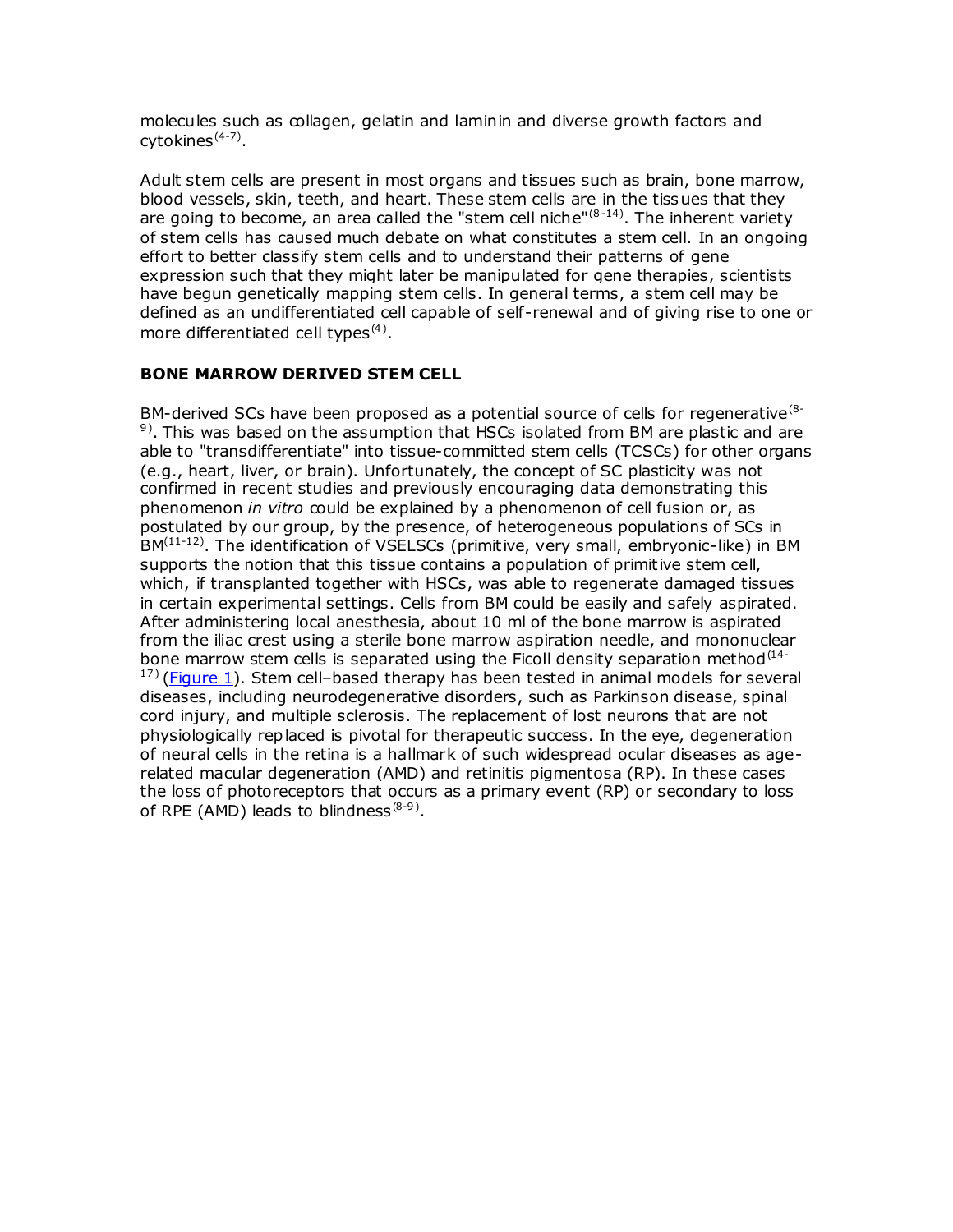molecules such as collagen, gelatin and laminin and diverse growth factors and cytokines[4-7].

Adult stem cells are present in most organs and tissues such as brain, bone marrow, blood vessels, skin, teeth, and heart. These stem cells are in the tissues that they are going to become, an area called the "stem cell niche"[8-14]. The inherent variety of stem cells has caused much debate on what constitutes a stem cell. In an ongoing effort to better classify stem cells and to understand their patterns of gene expression such that they might later be manipulated for gene therapies, scientists have begun genetically mapping stem cells. In general terms, a stem cell may be defined as an undifferentiated cell capable of self-renewal and of giving rise to one or more differentiated cell types[4].

**BONE MARROW DERIVED STEM CELL**

BM-derived SCs have been proposed as a potential source of cells for regenerative[8-9]. This was based on the assumption that HSCs isolated from BM are plastic and are able to "transdifferentiate" into tissue-committed stem cells (TCSCs) for other organs (e.g., heart, liver, or brain). Unfortunately, the concept of SC plasticity was not confirmed in recent studies and previously encouraging data demonstrating this phenomenon *in vitro* could be explained by a phenomenon of cell fusion or, as postulated by our group, by the presence, of heterogeneous populations of SCs in BM[11-12]. The identification of VSELSCs (primitive, very small, embryonic-like) in BM supports the notion that this tissue contains a population of primitive stem cell, which, if transplanted together with HSCs, was able to regenerate damaged tissues in certain experimental settings. Cells from BM could be easily and safely aspirated. After administering local anesthesia, about 10 ml of the bone marrow is aspirated from the iliac crest using a sterile bone marrow aspiration needle, and mononuclear bone marrow stem cells is separated using the Ficoll density separation method[14-17] (Figure 1). Stem cell–based therapy has been tested in animal models for several diseases, including neurodegenerative disorders, such as Parkinson disease, spinal cord injury, and multiple sclerosis. The replacement of lost neurons that are not physiologically replaced is pivotal for therapeutic success. In the eye, degeneration of neural cells in the retina is a hallmark of such widespread ocular diseases as age-related macular degeneration (AMD) and retinitis pigmentosa (RP). In these cases the loss of photoreceptors that occurs as a primary event (RP) or secondary to loss of RPE (AMD) leads to blindness[8-9].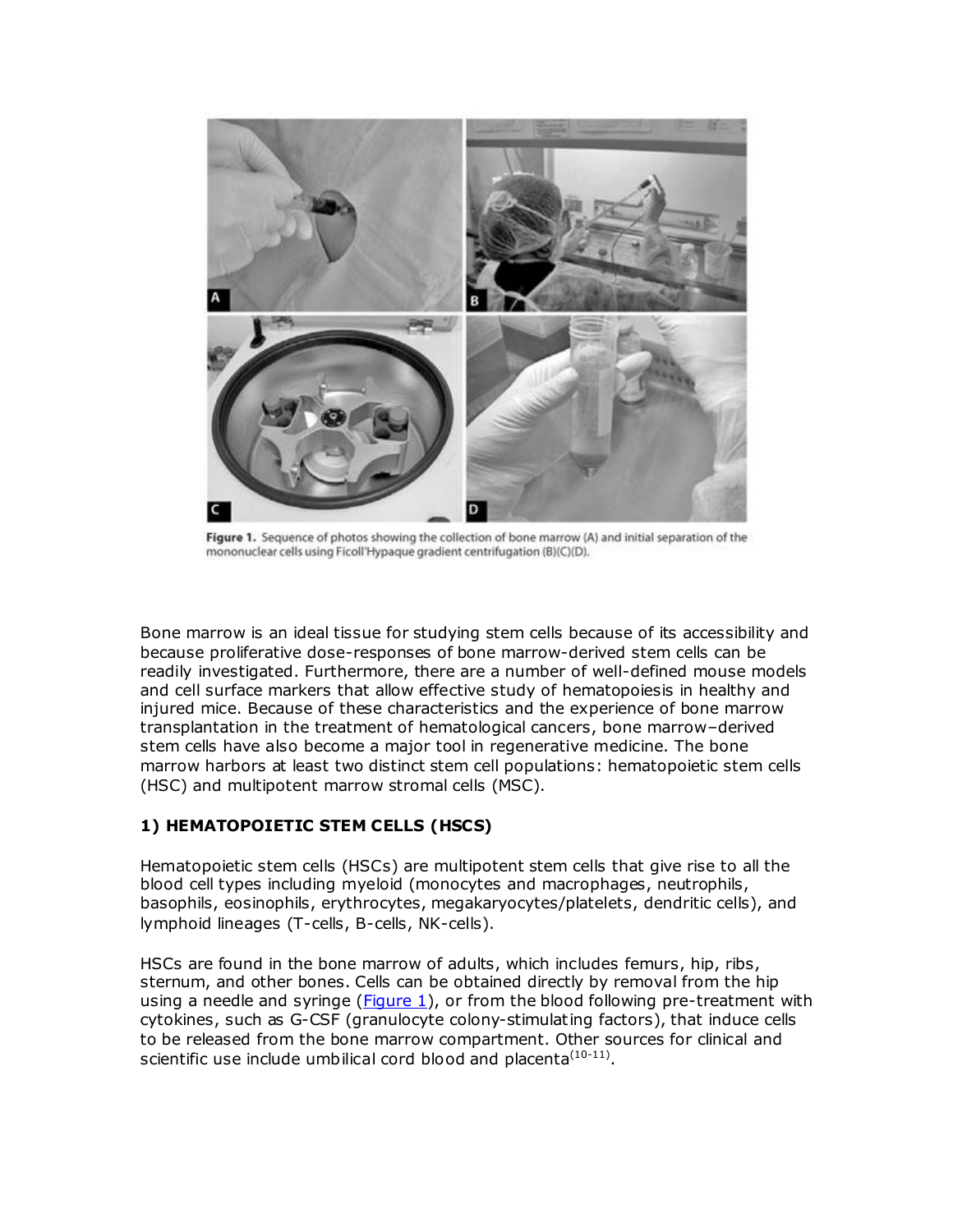Figure 1. Sequence of photos showing the collection of bone marrow (A) and initial separation of the mononuclear cells using Ficoll'Hypaque gradient centrifugation (B)(C)(D).

Bone marrow is an ideal tissue for studying stem cells because of its accessibility and because proliferative dose-responses of bone marrow-derived stem cells can be readily investigated. Furthermore, there are a number of well-defined mouse models and cell surface markers that allow effective study of hematopoiesis in healthy and injured mice. Because of these characteristics and the experience of bone marrow transplantation in the treatment of hematological cancers, bone marrow–derived stem cells have also become a major tool in regenerative medicine. The bone marrow harbors at least two distinct stem cell populations: hematopoietic stem cells (HSC) and multipotent marrow stromal cells (MSC).

### 1) HEMATOPOIETIC STEM CELLS (HSCS)

Hematopoietic stem cells (HSCs) are multipotent stem cells that give rise to all the blood cell types including myeloid (monocytes and macrophages, neutrophils, basophils, eosinophils, erythrocytes, megakaryocytes/platelets, dendritic cells), and lymphoid lineages (T-cells, B-cells, NK-cells).

HSCs are found in the bone marrow of adults, which includes femurs, hip, ribs, sternum, and other bones. Cells can be obtained directly by removal from the hip using a needle and syringe (Figure 1), or from the blood following pre-treatment with cytokines, such as G-CSF (granulocyte colony-stimulating factors), that induce cells to be released from the bone marrow compartment. Other sources for clinical and scientific use include umbilical cord blood and placenta[10-11].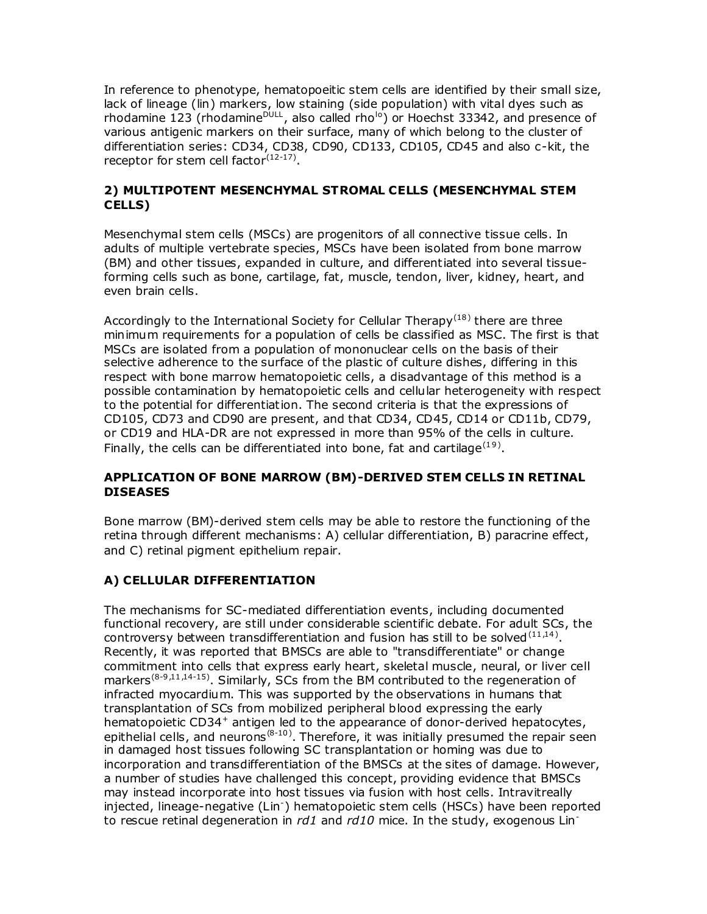In reference to phenotype, hematopoeitic stem cells are identified by their small size, lack of lineage (lin) markers, low staining (side population) with vital dyes such as rhodamine 123 (rhodamine$^{DULL}$, also called rho$^{lo}$) or Hoechst 33342, and presence of various antigenic markers on their surface, many of which belong to the cluster of differentiation series: CD34, CD38, CD90, CD133, CD105, CD45 and also c-kit, the receptor for stem cell factor[12-17].

### 2) MULTIPOTENT MESENCHYMAL STROMAL CELLS (MESENCHYMAL STEM CELLS)

Mesenchymal stem cells (MSCs) are progenitors of all connective tissue cells. In adults of multiple vertebrate species, MSCs have been isolated from bone marrow (BM) and other tissues, expanded in culture, and differentiated into several tissue-forming cells such as bone, cartilage, fat, muscle, tendon, liver, kidney, heart, and even brain cells.

Accordingly to the International Society for Cellular Therapy[18] there are three minimum requirements for a population of cells be classified as MSC. The first is that MSCs are isolated from a population of mononuclear cells on the basis of their selective adherence to the surface of the plastic of culture dishes, differing in this respect with bone marrow hematopoietic cells, a disadvantage of this method is a possible contamination by hematopoietic cells and cellular heterogeneity with respect to the potential for differentiation. The second criteria is that the expressions of CD105, CD73 and CD90 are present, and that CD34, CD45, CD14 or CD11b, CD79, or CD19 and HLA-DR are not expressed in more than 95% of the cells in culture. Finally, the cells can be differentiated into bone, fat and cartilage[19].

### APPLICATION OF BONE MARROW (BM)-DERIVED STEM CELLS IN RETINAL DISEASES

Bone marrow (BM)-derived stem cells may be able to restore the functioning of the retina through different mechanisms: A) cellular differentiation, B) paracrine effect, and C) retinal pigment epithelium repair.

### A) CELLULAR DIFFERENTIATION

The mechanisms for SC-mediated differentiation events, including documented functional recovery, are still under considerable scientific debate. For adult SCs, the controversy between transdifferentiation and fusion has still to be solved[11,14]. Recently, it was reported that BMSCs are able to "transdifferentiate" or change commitment into cells that express early heart, skeletal muscle, neural, or liver cell markers[8-9,11,14-15]. Similarly, SCs from the BM contributed to the regeneration of infracted myocardium. This was supported by the observations in humans that transplantation of SCs from mobilized peripheral blood expressing the early hematopoietic CD34$^{+}$ antigen led to the appearance of donor-derived hepatocytes, epithelial cells, and neurons[8-10]. Therefore, it was initially presumed the repair seen in damaged host tissues following SC transplantation or homing was due to incorporation and transdifferentiation of the BMSCs at the sites of damage. However, a number of studies have challenged this concept, providing evidence that BMSCs may instead incorporate into host tissues via fusion with host cells. Intravitreally injected, lineage-negative (Lin$^{-}$) hematopoietic stem cells (HSCs) have been reported to rescue retinal degeneration in *rd1* and *rd10* mice. In the study, exogenous Lin$^{-}$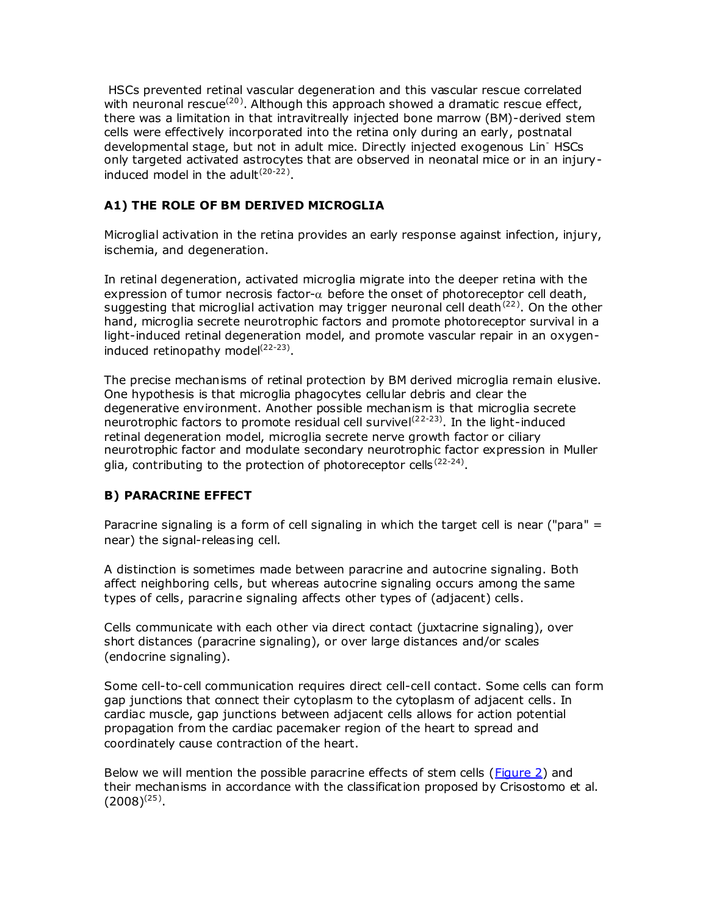HSCs prevented retinal vascular degeneration and this vascular rescue correlated with neuronal rescue[20]. Although this approach showed a dramatic rescue effect, there was a limitation in that intravitreally injected bone marrow (BM)-derived stem cells were effectively incorporated into the retina only during an early, postnatal developmental stage, but not in adult mice. Directly injected exogenous $Lin^-$ HSCs only targeted activated astrocytes that are observed in neonatal mice or in an injury-induced model in the adult[20-22].

### A1) THE ROLE OF BM DERIVED MICROGLIA

Microglial activation in the retina provides an early response against infection, injury, ischemia, and degeneration.

In retinal degeneration, activated microglia migrate into the deeper retina with the expression of tumor necrosis factor-$\alpha$ before the onset of photoreceptor cell death, suggesting that microglial activation may trigger neuronal cell death[22]. On the other hand, microglia secrete neurotrophic factors and promote photoreceptor survival in a light-induced retinal degeneration model, and promote vascular repair in an oxygen-induced retinopathy model[22-23].

The precise mechanisms of retinal protection by BM derived microglia remain elusive. One hypothesis is that microglia phagocytes cellular debris and clear the degenerative environment. Another possible mechanism is that microglia secrete neurotrophic factors to promote residual cell survivel[22-23]. In the light-induced retinal degeneration model, microglia secrete nerve growth factor or ciliary neurotrophic factor and modulate secondary neurotrophic factor expression in Muller glia, contributing to the protection of photoreceptor cells[22-24].

### B) PARACRINE EFFECT

Paracrine signaling is a form of cell signaling in which the target cell is near ("para" = near) the signal-releasing cell.

A distinction is sometimes made between paracrine and autocrine signaling. Both affect neighboring cells, but whereas autocrine signaling occurs among the same types of cells, paracrine signaling affects other types of (adjacent) cells.

Cells communicate with each other via direct contact (juxtacrine signaling), over short distances (paracrine signaling), or over large distances and/or scales (endocrine signaling).

Some cell-to-cell communication requires direct cell-cell contact. Some cells can form gap junctions that connect their cytoplasm to the cytoplasm of adjacent cells. In cardiac muscle, gap junctions between adjacent cells allows for action potential propagation from the cardiac pacemaker region of the heart to spread and coordinately cause contraction of the heart.

Below we will mention the possible paracrine effects of stem cells (Figure 2) and their mechanisms in accordance with the classification proposed by Crisostomo et al. (2008)[25].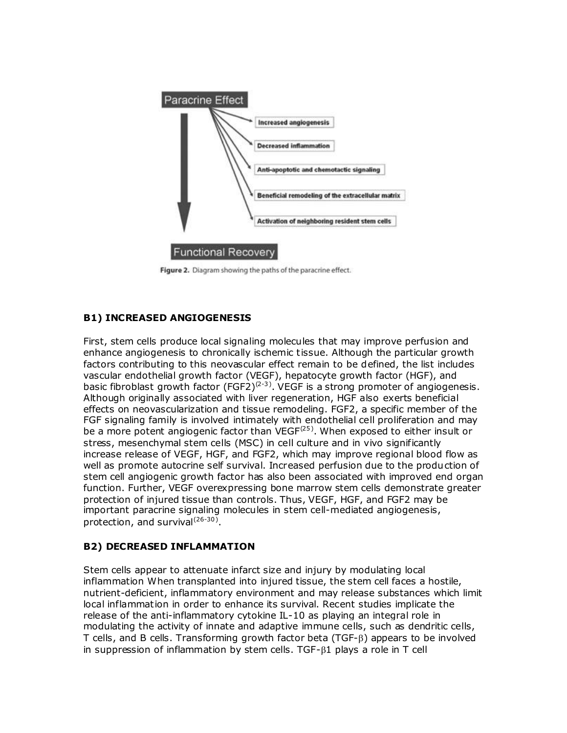Paracrine Effect

- Increased angiogenesis
- Decreased inflammation
- Anti-apoptotic and chemotactic signaling
- Beneficial remodeling of the extracellular matrix
- Activation of neighboring resident stem cells

Functional Recovery

**Figure 2.** Diagram showing the paths of the paracrine effect.

### B1) INCREASED ANGIOGENESIS

First, stem cells produce local signaling molecules that may improve perfusion and enhance angiogenesis to chronically ischemic tissue. Although the particular growth factors contributing to this neovascular effect remain to be defined, the list includes vascular endothelial growth factor (VEGF), hepatocyte growth factor (HGF), and basic fibroblast growth factor (FGF2)[2-3]. VEGF is a strong promoter of angiogenesis. Although originally associated with liver regeneration, HGF also exerts beneficial effects on neovascularization and tissue remodeling. FGF2, a specific member of the FGF signaling family is involved intimately with endothelial cell proliferation and may be a more potent angiogenic factor than VEGF[25]. When exposed to either insult or stress, mesenchymal stem cells (MSC) in cell culture and in vivo significantly increase release of VEGF, HGF, and FGF2, which may improve regional blood flow as well as promote autocrine self survival. Increased perfusion due to the production of stem cell angiogenic growth factor has also been associated with improved end organ function. Further, VEGF overexpressing bone marrow stem cells demonstrate greater protection of injured tissue than controls. Thus, VEGF, HGF, and FGF2 may be important paracrine signaling molecules in stem cell-mediated angiogenesis, protection, and survival[26-30].

### B2) DECREASED INFLAMMATION

Stem cells appear to attenuate infarct size and injury by modulating local inflammation When transplanted into injured tissue, the stem cell faces a hostile, nutrient-deficient, inflammatory environment and may release substances which limit local inflammation in order to enhance its survival. Recent studies implicate the release of the anti-inflammatory cytokine IL-10 as playing an integral role in modulating the activity of innate and adaptive immune cells, such as dendritic cells, T cells, and B cells. Transforming growth factor beta (TGF-β) appears to be involved in suppression of inflammation by stem cells. TGF-β1 plays a role in T cell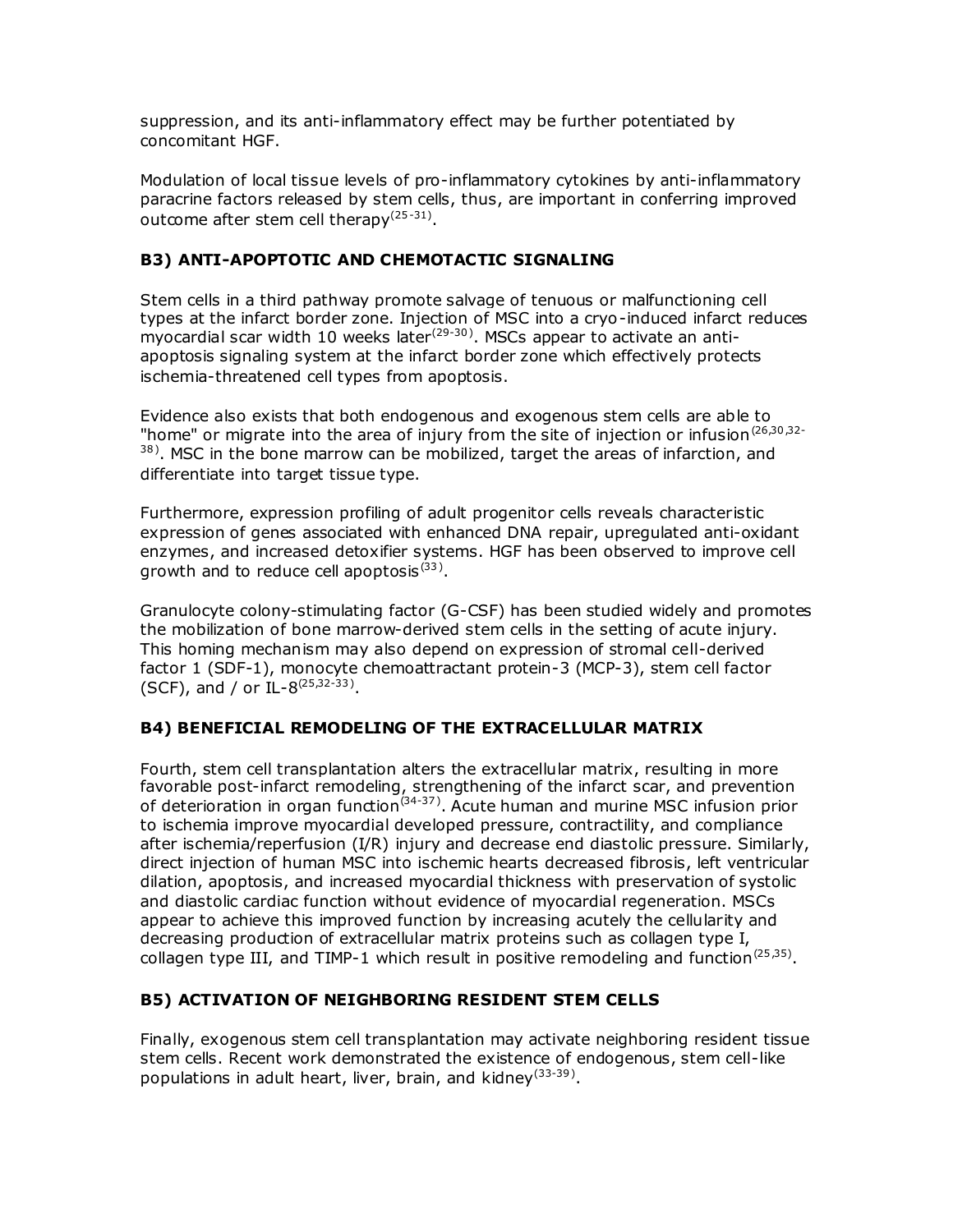suppression, and its anti-inflammatory effect may be further potentiated by concomitant HGF.

Modulation of local tissue levels of pro-inflammatory cytokines by anti-inflammatory paracrine factors released by stem cells, thus, are important in conferring improved outcome after stem cell therapy[25-31].

### B3) ANTI-APOPTOTIC AND CHEMOTACTIC SIGNALING

Stem cells in a third pathway promote salvage of tenuous or malfunctioning cell types at the infarct border zone. Injection of MSC into a cryo-induced infarct reduces myocardial scar width 10 weeks later[29-30]. MSCs appear to activate an anti-apoptosis signaling system at the infarct border zone which effectively protects ischemia-threatened cell types from apoptosis.

Evidence also exists that both endogenous and exogenous stem cells are able to "home" or migrate into the area of injury from the site of injection or infusion[26,30,32-38]. MSC in the bone marrow can be mobilized, target the areas of infarction, and differentiate into target tissue type.

Furthermore, expression profiling of adult progenitor cells reveals characteristic expression of genes associated with enhanced DNA repair, upregulated anti-oxidant enzymes, and increased detoxifier systems. HGF has been observed to improve cell growth and to reduce cell apoptosis[33].

Granulocyte colony-stimulating factor (G-CSF) has been studied widely and promotes the mobilization of bone marrow-derived stem cells in the setting of acute injury. This homing mechanism may also depend on expression of stromal cell-derived factor 1 (SDF-1), monocyte chemoattractant protein-3 (MCP-3), stem cell factor (SCF), and / or IL-8[25,32-33].

### B4) BENEFICIAL REMODELING OF THE EXTRACELLULAR MATRIX

Fourth, stem cell transplantation alters the extracellular matrix, resulting in more favorable post-infarct remodeling, strengthening of the infarct scar, and prevention of deterioration in organ function[34-37]. Acute human and murine MSC infusion prior to ischemia improve myocardial developed pressure, contractility, and compliance after ischemia/reperfusion (I/R) injury and decrease end diastolic pressure. Similarly, direct injection of human MSC into ischemic hearts decreased fibrosis, left ventricular dilation, apoptosis, and increased myocardial thickness with preservation of systolic and diastolic cardiac function without evidence of myocardial regeneration. MSCs appear to achieve this improved function by increasing acutely the cellularity and decreasing production of extracellular matrix proteins such as collagen type I, collagen type III, and TIMP-1 which result in positive remodeling and function[25,35].

### B5) ACTIVATION OF NEIGHBORING RESIDENT STEM CELLS

Finally, exogenous stem cell transplantation may activate neighboring resident tissue stem cells. Recent work demonstrated the existence of endogenous, stem cell-like populations in adult heart, liver, brain, and kidney[33-39].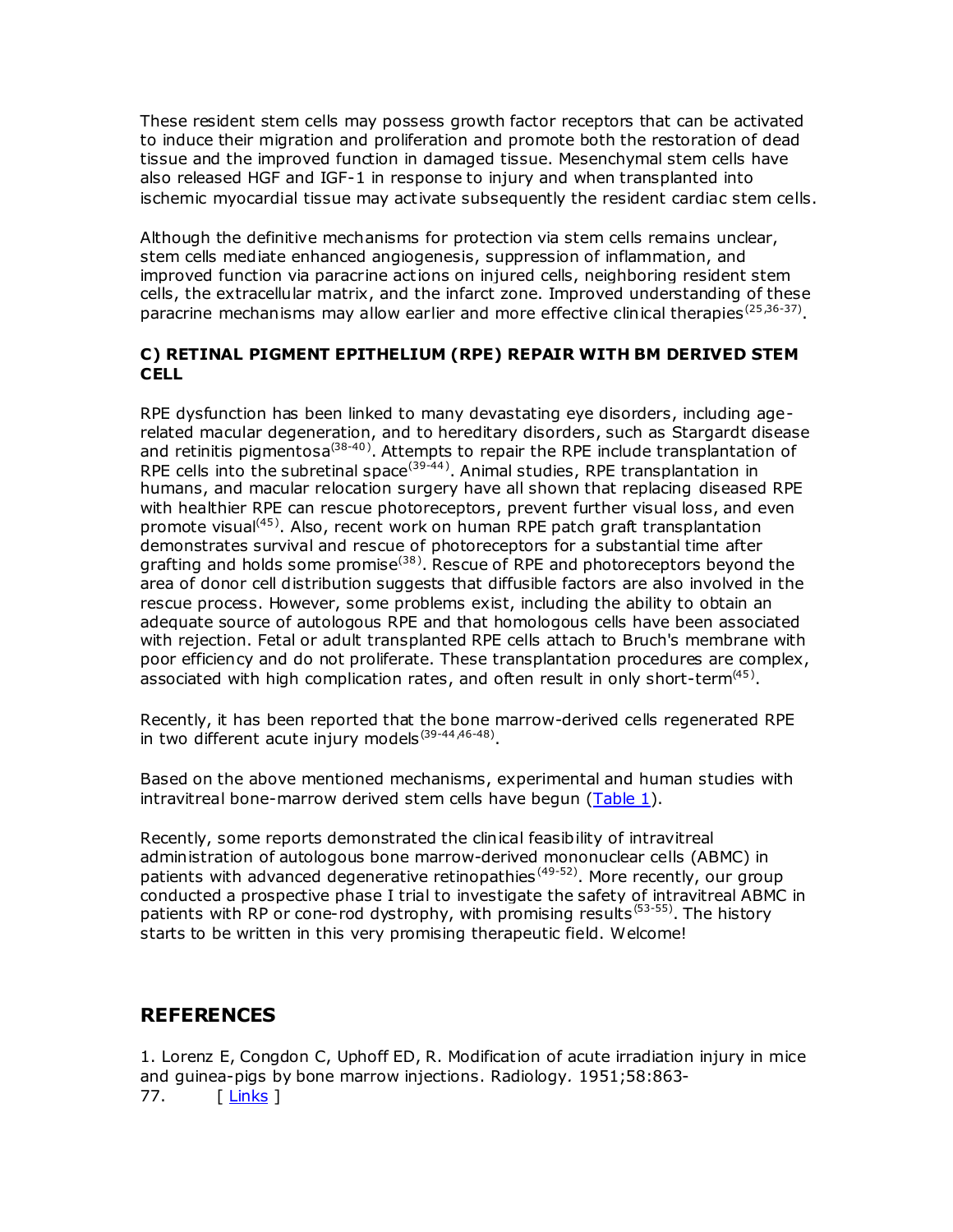These resident stem cells may possess growth factor receptors that can be activated to induce their migration and proliferation and promote both the restoration of dead tissue and the improved function in damaged tissue. Mesenchymal stem cells have also released HGF and IGF-1 in response to injury and when transplanted into ischemic myocardial tissue may activate subsequently the resident cardiac stem cells.

Although the definitive mechanisms for protection via stem cells remains unclear, stem cells mediate enhanced angiogenesis, suppression of inflammation, and improved function via paracrine actions on injured cells, neighboring resident stem cells, the extracellular matrix, and the infarct zone. Improved understanding of these paracrine mechanisms may allow earlier and more effective clinical therapies[25,36-37].

### C) RETINAL PIGMENT EPITHELIUM (RPE) REPAIR WITH BM DERIVED STEM CELL

RPE dysfunction has been linked to many devastating eye disorders, including age-related macular degeneration, and to hereditary disorders, such as Stargardt disease and retinitis pigmentosa[38-40]. Attempts to repair the RPE include transplantation of RPE cells into the subretinal space[39-44]. Animal studies, RPE transplantation in humans, and macular relocation surgery have all shown that replacing diseased RPE with healthier RPE can rescue photoreceptors, prevent further visual loss, and even promote visual[45]. Also, recent work on human RPE patch graft transplantation demonstrates survival and rescue of photoreceptors for a substantial time after grafting and holds some promise[38]. Rescue of RPE and photoreceptors beyond the area of donor cell distribution suggests that diffusible factors are also involved in the rescue process. However, some problems exist, including the ability to obtain an adequate source of autologous RPE and that homologous cells have been associated with rejection. Fetal or adult transplanted RPE cells attach to Bruch's membrane with poor efficiency and do not proliferate. These transplantation procedures are complex, associated with high complication rates, and often result in only short-term[45].

Recently, it has been reported that the bone marrow-derived cells regenerated RPE in two different acute injury models[39-44,46-48].

Based on the above mentioned mechanisms, experimental and human studies with intravitreal bone-marrow derived stem cells have begun (Table 1).

Recently, some reports demonstrated the clinical feasibility of intravitreal administration of autologous bone marrow-derived mononuclear cells (ABMC) in patients with advanced degenerative retinopathies[49-52]. More recently, our group conducted a prospective phase I trial to investigate the safety of intravitreal ABMC in patients with RP or cone-rod dystrophy, with promising results[53-55]. The history starts to be written in this very promising therapeutic field. Welcome!

## REFERENCES

1. Lorenz E, Congdon C, Uphoff ED, R. Modification of acute irradiation injury in mice and guinea-pigs by bone marrow injections. Radiology. 1951;58:863-77. [ Links ]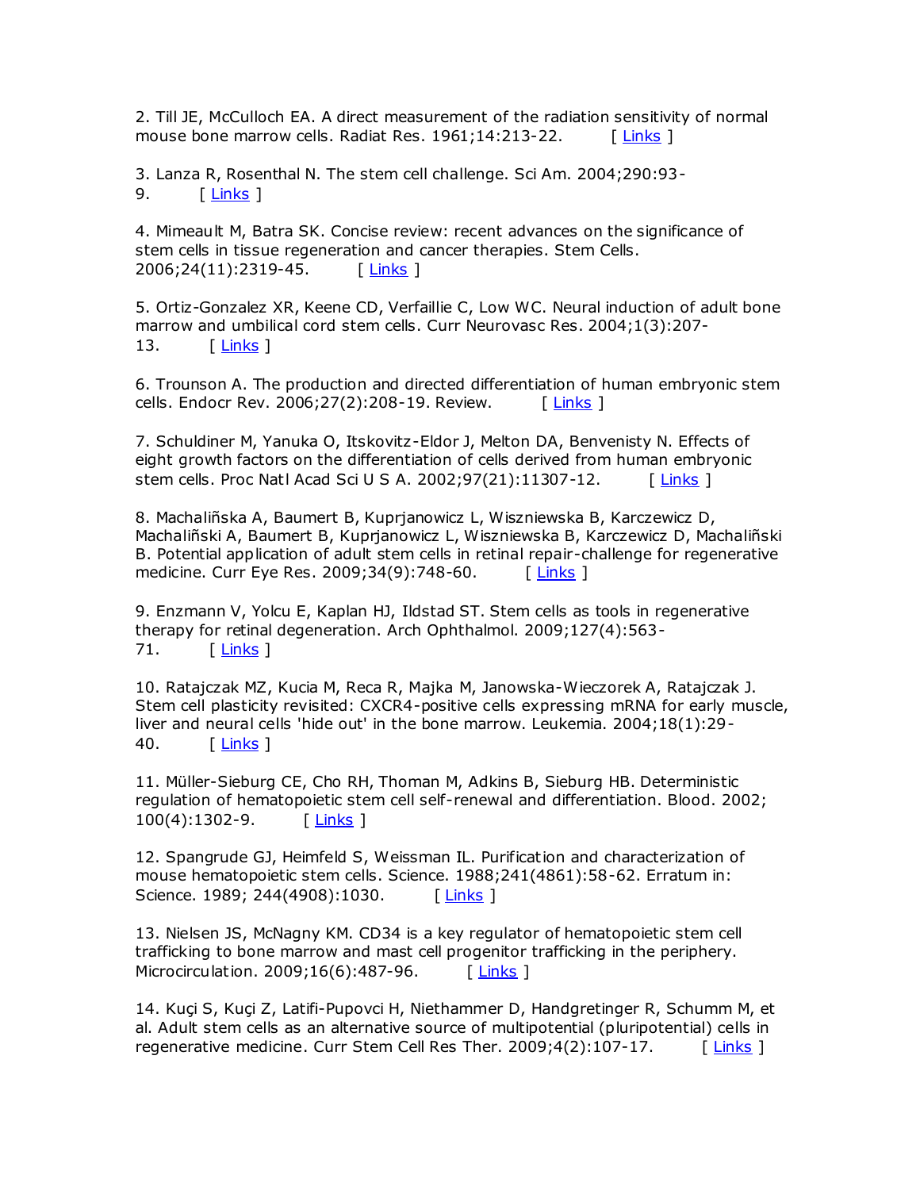2. Till JE, McCulloch EA. A direct measurement of the radiation sensitivity of normal mouse bone marrow cells. Radiat Res. 1961;14:213-22. [ Links ]

3. Lanza R, Rosenthal N. The stem cell challenge. Sci Am. 2004;290:93-9. [ Links ]

4. Mimeault M, Batra SK. Concise review: recent advances on the significance of stem cells in tissue regeneration and cancer therapies. Stem Cells. 2006;24(11):2319-45. [ Links ]

5. Ortiz-Gonzalez XR, Keene CD, Verfaillie C, Low WC. Neural induction of adult bone marrow and umbilical cord stem cells. Curr Neurovasc Res. 2004;1(3):207-13. [ Links ]

6. Trounson A. The production and directed differentiation of human embryonic stem cells. Endocr Rev. 2006;27(2):208-19. Review. [ Links ]

7. Schuldiner M, Yanuka O, Itskovitz-Eldor J, Melton DA, Benvenisty N. Effects of eight growth factors on the differentiation of cells derived from human embryonic stem cells. Proc Natl Acad Sci U S A. 2002;97(21):11307-12. [ Links ]

8. Machaliñska A, Baumert B, Kuprjanowicz L, Wiszniewska B, Karczewicz D, Machaliñski A, Baumert B, Kuprjanowicz L, Wiszniewska B, Karczewicz D, Machaliñski B. Potential application of adult stem cells in retinal repair-challenge for regenerative medicine. Curr Eye Res. 2009;34(9):748-60. [ Links ]

9. Enzmann V, Yolcu E, Kaplan HJ, Ildstad ST. Stem cells as tools in regenerative therapy for retinal degeneration. Arch Ophthalmol. 2009;127(4):563-71. [ Links ]

10. Ratajczak MZ, Kucia M, Reca R, Majka M, Janowska-Wieczorek A, Ratajczak J. Stem cell plasticity revisited: CXCR4-positive cells expressing mRNA for early muscle, liver and neural cells 'hide out' in the bone marrow. Leukemia. 2004;18(1):29-40. [ Links ]

11. Müller-Sieburg CE, Cho RH, Thoman M, Adkins B, Sieburg HB. Deterministic regulation of hematopoietic stem cell self-renewal and differentiation. Blood. 2002; 100(4):1302-9. [ Links ]

12. Spangrude GJ, Heimfeld S, Weissman IL. Purification and characterization of mouse hematopoietic stem cells. Science. 1988;241(4861):58-62. Erratum in: Science. 1989; 244(4908):1030. [ Links ]

13. Nielsen JS, McNagny KM. CD34 is a key regulator of hematopoietic stem cell trafficking to bone marrow and mast cell progenitor trafficking in the periphery. Microcirculation. 2009;16(6):487-96. [ Links ]

14. Kuçi S, Kuçi Z, Latifi-Pupovci H, Niethammer D, Handgretinger R, Schumm M, et al. Adult stem cells as an alternative source of multipotential (pluripotential) cells in regenerative medicine. Curr Stem Cell Res Ther. 2009;4(2):107-17. [ Links ]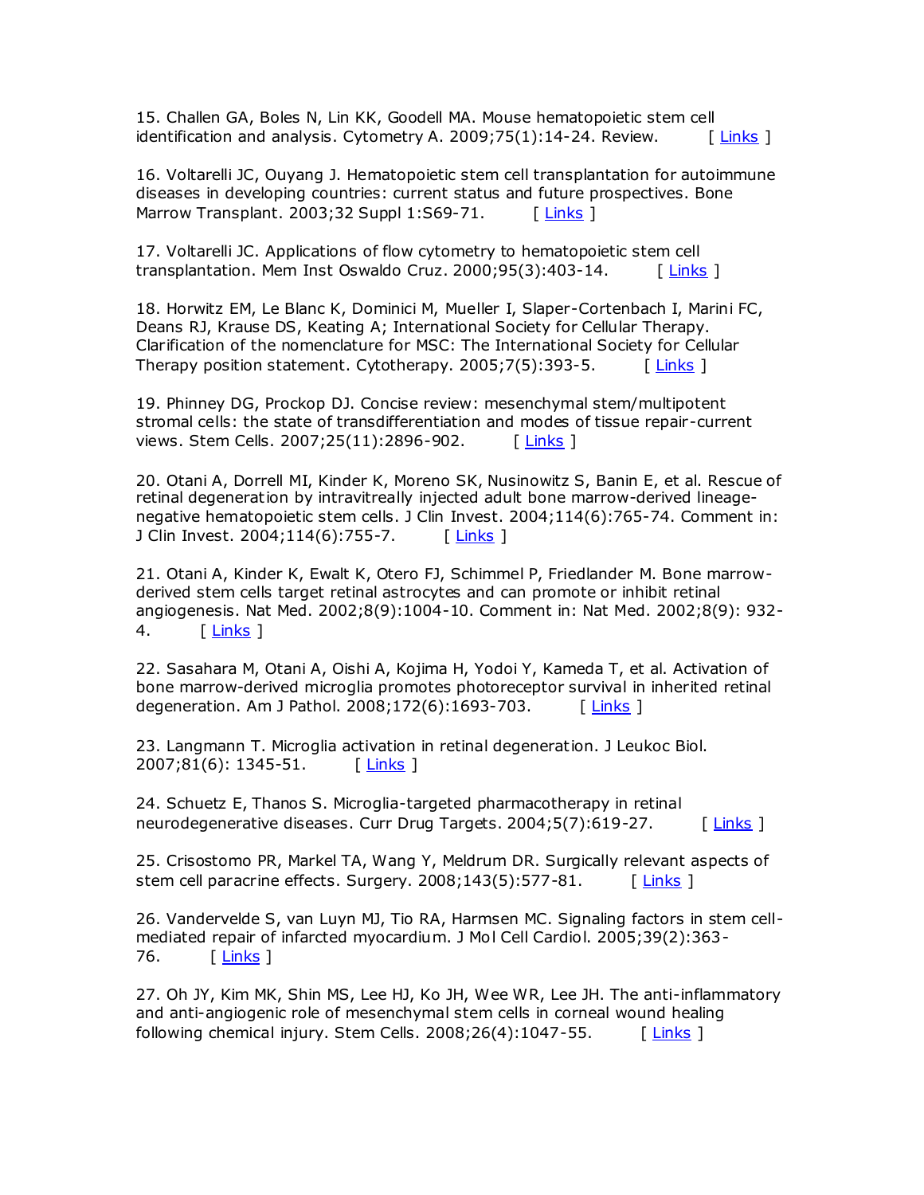15. Challen GA, Boles N, Lin KK, Goodell MA. Mouse hematopoietic stem cell identification and analysis. Cytometry A. 2009;75(1):14-24. Review. [ Links ]

16. Voltarelli JC, Ouyang J. Hematopoietic stem cell transplantation for autoimmune diseases in developing countries: current status and future prospectives. Bone Marrow Transplant. 2003;32 Suppl 1:S69-71. [ Links ]

17. Voltarelli JC. Applications of flow cytometry to hematopoietic stem cell transplantation. Mem Inst Oswaldo Cruz. 2000;95(3):403-14. [ Links ]

18. Horwitz EM, Le Blanc K, Dominici M, Mueller I, Slaper-Cortenbach I, Marini FC, Deans RJ, Krause DS, Keating A; International Society for Cellular Therapy. Clarification of the nomenclature for MSC: The International Society for Cellular Therapy position statement. Cytotherapy. 2005;7(5):393-5. [ Links ]

19. Phinney DG, Prockop DJ. Concise review: mesenchymal stem/multipotent stromal cells: the state of transdifferentiation and modes of tissue repair-current views. Stem Cells. 2007;25(11):2896-902. [ Links ]

20. Otani A, Dorrell MI, Kinder K, Moreno SK, Nusinowitz S, Banin E, et al. Rescue of retinal degeneration by intravitreally injected adult bone marrow-derived lineage-negative hematopoietic stem cells. J Clin Invest. 2004;114(6):765-74. Comment in: J Clin Invest. 2004;114(6):755-7. [ Links ]

21. Otani A, Kinder K, Ewalt K, Otero FJ, Schimmel P, Friedlander M. Bone marrow-derived stem cells target retinal astrocytes and can promote or inhibit retinal angiogenesis. Nat Med. 2002;8(9):1004-10. Comment in: Nat Med. 2002;8(9): 932-4. [ Links ]

22. Sasahara M, Otani A, Oishi A, Kojima H, Yodoi Y, Kameda T, et al. Activation of bone marrow-derived microglia promotes photoreceptor survival in inherited retinal degeneration. Am J Pathol. 2008;172(6):1693-703. [ Links ]

23. Langmann T. Microglia activation in retinal degeneration. J Leukoc Biol. 2007;81(6): 1345-51. [ Links ]

24. Schuetz E, Thanos S. Microglia-targeted pharmacotherapy in retinal neurodegenerative diseases. Curr Drug Targets. 2004;5(7):619-27. [ Links ]

25. Crisostomo PR, Markel TA, Wang Y, Meldrum DR. Surgically relevant aspects of stem cell paracrine effects. Surgery. 2008;143(5):577-81. [ Links ]

26. Vandervelde S, van Luyn MJ, Tio RA, Harmsen MC. Signaling factors in stem cell-mediated repair of infarcted myocardium. J Mol Cell Cardiol. 2005;39(2):363-76. [ Links ]

27. Oh JY, Kim MK, Shin MS, Lee HJ, Ko JH, Wee WR, Lee JH. The anti-inflammatory and anti-angiogenic role of mesenchymal stem cells in corneal wound healing following chemical injury. Stem Cells. 2008;26(4):1047-55. [ Links ]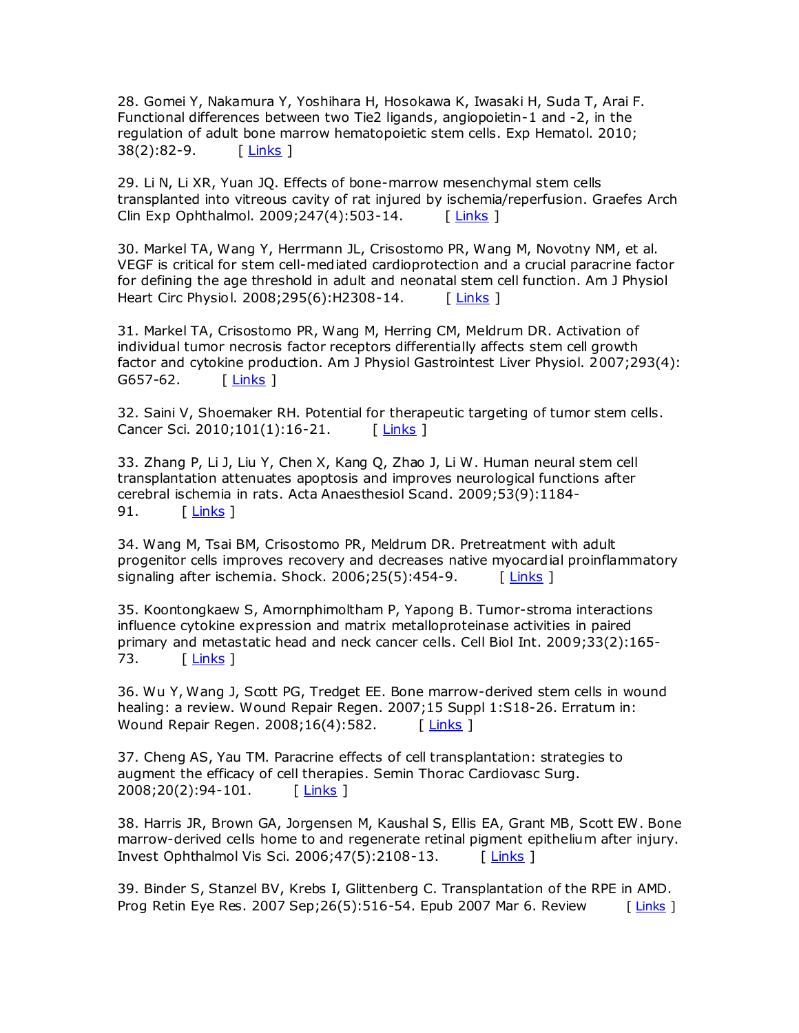28. Gomei Y, Nakamura Y, Yoshihara H, Hosokawa K, Iwasaki H, Suda T, Arai F. Functional differences between two Tie2 ligands, angiopoietin-1 and -2, in the regulation of adult bone marrow hematopoietic stem cells. Exp Hematol. 2010; 38(2):82-9. [ Links ]

29. Li N, Li XR, Yuan JQ. Effects of bone-marrow mesenchymal stem cells transplanted into vitreous cavity of rat injured by ischemia/reperfusion. Graefes Arch Clin Exp Ophthalmol. 2009;247(4):503-14. [ Links ]

30. Markel TA, Wang Y, Herrmann JL, Crisostomo PR, Wang M, Novotny NM, et al. VEGF is critical for stem cell-mediated cardioprotection and a crucial paracrine factor for defining the age threshold in adult and neonatal stem cell function. Am J Physiol Heart Circ Physiol. 2008;295(6):H2308-14. [ Links ]

31. Markel TA, Crisostomo PR, Wang M, Herring CM, Meldrum DR. Activation of individual tumor necrosis factor receptors differentially affects stem cell growth factor and cytokine production. Am J Physiol Gastrointest Liver Physiol. 2007;293(4): G657-62. [ Links ]

32. Saini V, Shoemaker RH. Potential for therapeutic targeting of tumor stem cells. Cancer Sci. 2010;101(1):16-21. [ Links ]

33. Zhang P, Li J, Liu Y, Chen X, Kang Q, Zhao J, Li W. Human neural stem cell transplantation attenuates apoptosis and improves neurological functions after cerebral ischemia in rats. Acta Anaesthesiol Scand. 2009;53(9):1184-91. [ Links ]

34. Wang M, Tsai BM, Crisostomo PR, Meldrum DR. Pretreatment with adult progenitor cells improves recovery and decreases native myocardial proinflammatory signaling after ischemia. Shock. 2006;25(5):454-9. [ Links ]

35. Koontongkaew S, Amornphimoltham P, Yapong B. Tumor-stroma interactions influence cytokine expression and matrix metalloproteinase activities in paired primary and metastatic head and neck cancer cells. Cell Biol Int. 2009;33(2):165-73. [ Links ]

36. Wu Y, Wang J, Scott PG, Tredget EE. Bone marrow-derived stem cells in wound healing: a review. Wound Repair Regen. 2007;15 Suppl 1:S18-26. Erratum in: Wound Repair Regen. 2008;16(4):582. [ Links ]

37. Cheng AS, Yau TM. Paracrine effects of cell transplantation: strategies to augment the efficacy of cell therapies. Semin Thorac Cardiovasc Surg. 2008;20(2):94-101. [ Links ]

38. Harris JR, Brown GA, Jorgensen M, Kaushal S, Ellis EA, Grant MB, Scott EW. Bone marrow-derived cells home to and regenerate retinal pigment epithelium after injury. Invest Ophthalmol Vis Sci. 2006;47(5):2108-13. [ Links ]

39. Binder S, Stanzel BV, Krebs I, Glittenberg C. Transplantation of the RPE in AMD. Prog Retin Eye Res. 2007 Sep;26(5):516-54. Epub 2007 Mar 6. Review [ Links ]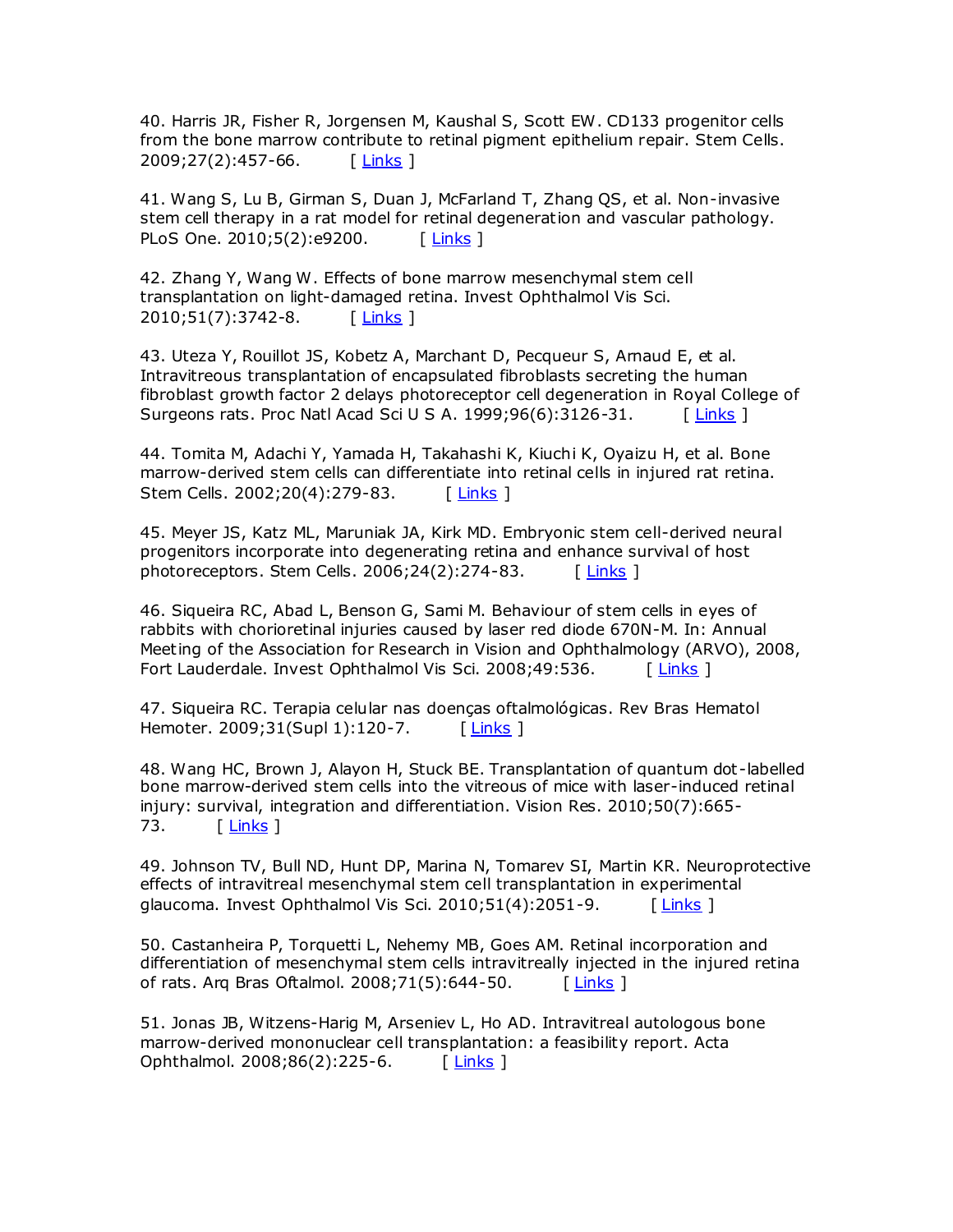40. Harris JR, Fisher R, Jorgensen M, Kaushal S, Scott EW. CD133 progenitor cells from the bone marrow contribute to retinal pigment epithelium repair. Stem Cells. 2009;27(2):457-66. [ Links ]

41. Wang S, Lu B, Girman S, Duan J, McFarland T, Zhang QS, et al. Non-invasive stem cell therapy in a rat model for retinal degeneration and vascular pathology. PLoS One. 2010;5(2):e9200. [ Links ]

42. Zhang Y, Wang W. Effects of bone marrow mesenchymal stem cell transplantation on light-damaged retina. Invest Ophthalmol Vis Sci. 2010;51(7):3742-8. [ Links ]

43. Uteza Y, Rouillot JS, Kobetz A, Marchant D, Pecqueur S, Arnaud E, et al. Intravitreous transplantation of encapsulated fibroblasts secreting the human fibroblast growth factor 2 delays photoreceptor cell degeneration in Royal College of Surgeons rats. Proc Natl Acad Sci U S A. 1999;96(6):3126-31. [ Links ]

44. Tomita M, Adachi Y, Yamada H, Takahashi K, Kiuchi K, Oyaizu H, et al. Bone marrow-derived stem cells can differentiate into retinal cells in injured rat retina. Stem Cells. 2002;20(4):279-83. [ Links ]

45. Meyer JS, Katz ML, Maruniak JA, Kirk MD. Embryonic stem cell-derived neural progenitors incorporate into degenerating retina and enhance survival of host photoreceptors. Stem Cells. 2006;24(2):274-83. [ Links ]

46. Siqueira RC, Abad L, Benson G, Sami M. Behaviour of stem cells in eyes of rabbits with chorioretinal injuries caused by laser red diode 670N-M. In: Annual Meeting of the Association for Research in Vision and Ophthalmology (ARVO), 2008, Fort Lauderdale. Invest Ophthalmol Vis Sci. 2008;49:536. [ Links ]

47. Siqueira RC. Terapia celular nas doenças oftalmológicas. Rev Bras Hematol Hemoter. 2009;31(Supl 1):120-7. [ Links ]

48. Wang HC, Brown J, Alayon H, Stuck BE. Transplantation of quantum dot-labelled bone marrow-derived stem cells into the vitreous of mice with laser-induced retinal injury: survival, integration and differentiation. Vision Res. 2010;50(7):665-73. [ Links ]

49. Johnson TV, Bull ND, Hunt DP, Marina N, Tomarev SI, Martin KR. Neuroprotective effects of intravitreal mesenchymal stem cell transplantation in experimental glaucoma. Invest Ophthalmol Vis Sci. 2010;51(4):2051-9. [ Links ]

50. Castanheira P, Torquetti L, Nehemy MB, Goes AM. Retinal incorporation and differentiation of mesenchymal stem cells intravitreally injected in the injured retina of rats. Arq Bras Oftalmol. 2008;71(5):644-50. [ Links ]

51. Jonas JB, Witzens-Harig M, Arseniev L, Ho AD. Intravitreal autologous bone marrow-derived mononuclear cell transplantation: a feasibility report. Acta Ophthalmol. 2008;86(2):225-6. [ Links ]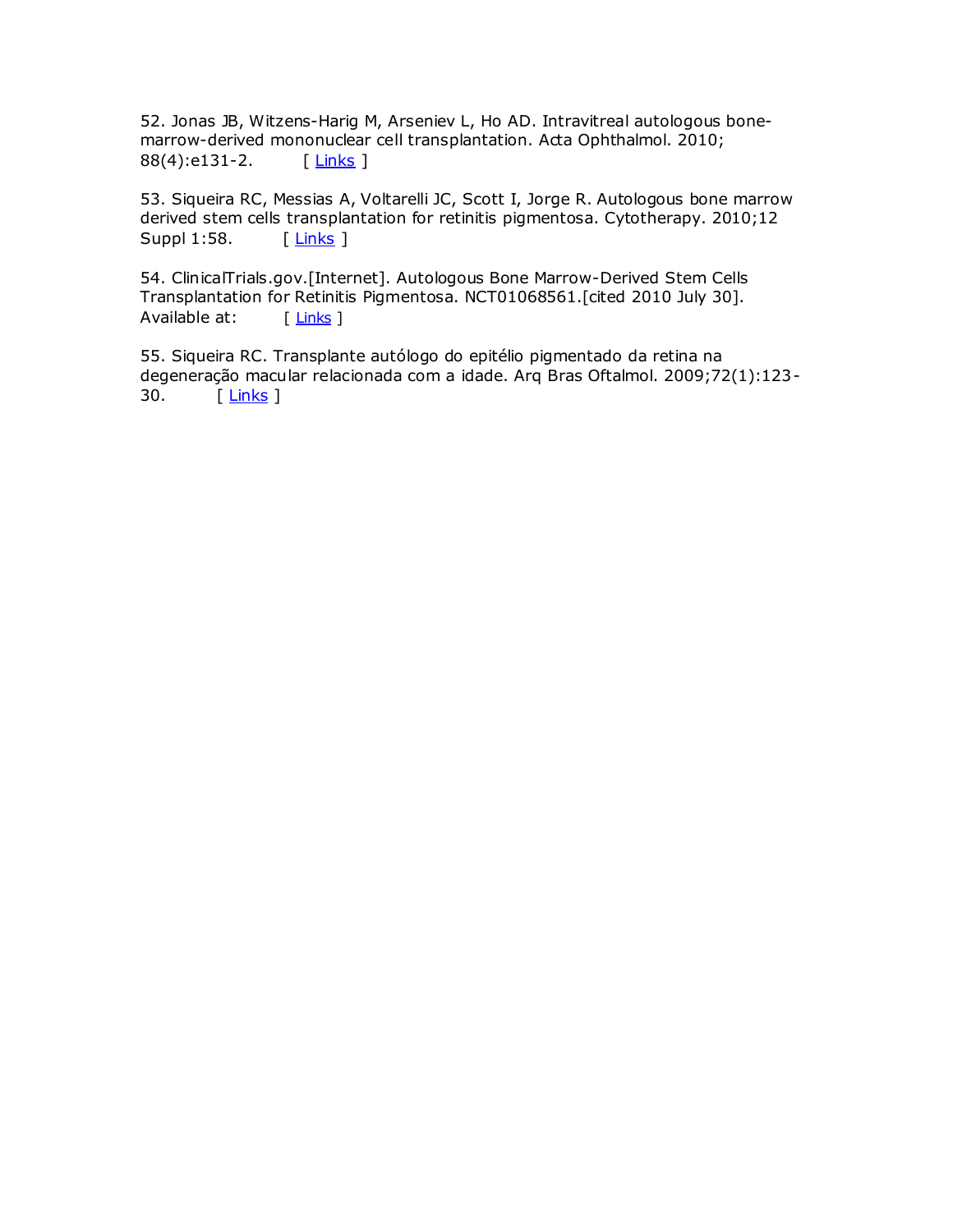52. Jonas JB, Witzens-Harig M, Arseniev L, Ho AD. Intravitreal autologous bone-marrow-derived mononuclear cell transplantation. Acta Ophthalmol. 2010; 88(4):e131-2. [ Links ]

53. Siqueira RC, Messias A, Voltarelli JC, Scott I, Jorge R. Autologous bone marrow derived stem cells transplantation for retinitis pigmentosa. Cytotherapy. 2010;12 Suppl 1:58. [ Links ]

54. ClinicalTrials.gov.[Internet]. Autologous Bone Marrow-Derived Stem Cells Transplantation for Retinitis Pigmentosa. NCT01068561.[cited 2010 July 30]. Available at: [ Links ]

55. Siqueira RC. Transplante autólogo do epitélio pigmentado da retina na degeneração macular relacionada com a idade. Arq Bras Oftalmol. 2009;72(1):123-30. [ Links ]